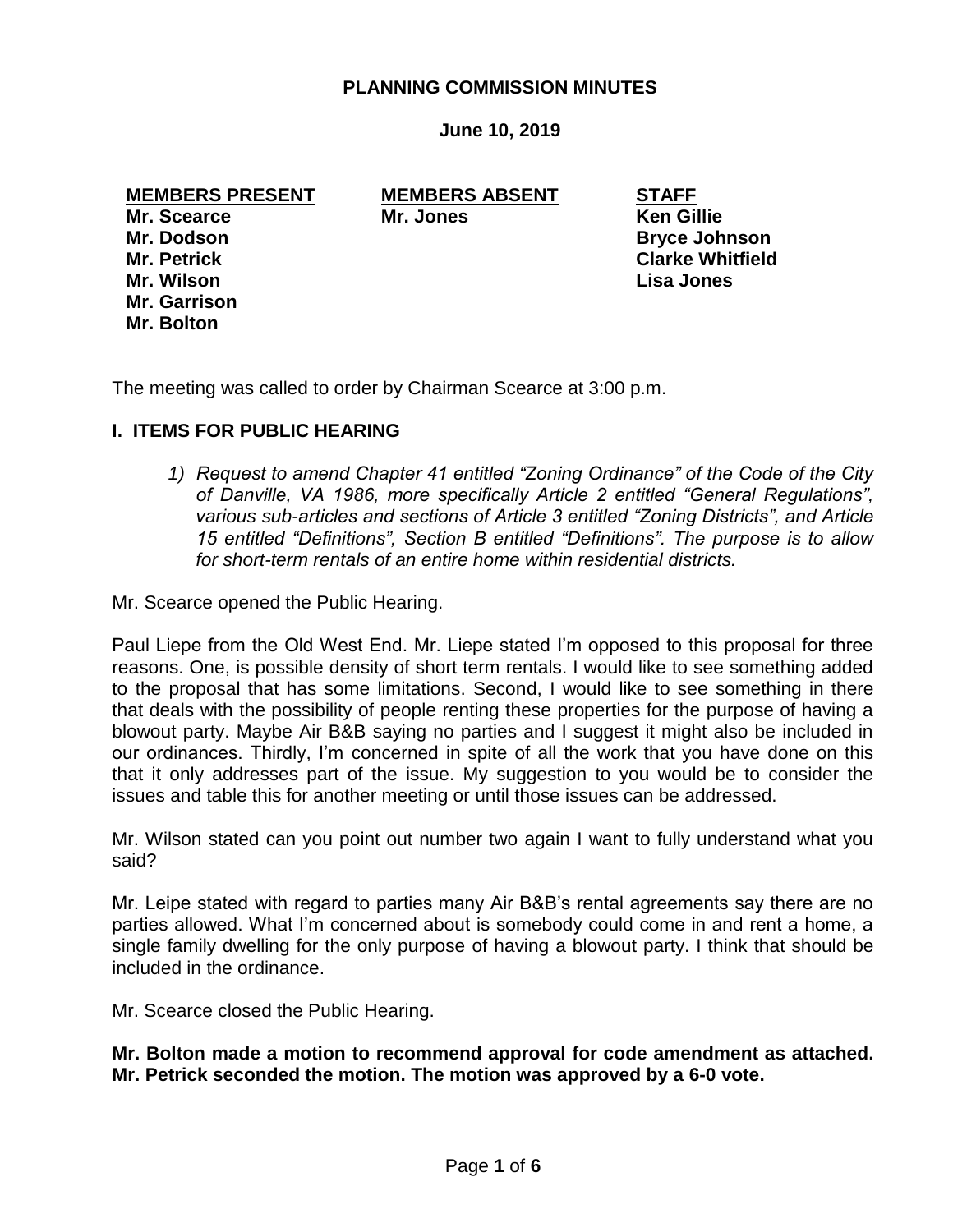## PLANNING COMMISSION MINUTES

**June 10, 2019**

| MEMBERS PRESENT | MEMBERS ABSENT | STAFF |
|---|---|---|
| **Mr. Scearce** | **Mr. Jones** | **Ken Gillie** |
| **Mr. Dodson** | | **Bryce Johnson** |
| **Mr. Petrick** | | **Clarke Whitfield** |
| **Mr. Wilson** | | **Lisa Jones** |
| **Mr. Garrison** | | |
| **Mr. Bolton** | | |

The meeting was called to order by Chairman Scearce at 3:00 p.m.

### I. ITEMS FOR PUBLIC HEARING

1) *Request to amend Chapter 41 entitled "Zoning Ordinance" of the Code of the City of Danville, VA 1986, more specifically Article 2 entitled "General Regulations", various sub-articles and sections of Article 3 entitled "Zoning Districts", and Article 15 entitled "Definitions", Section B entitled "Definitions". The purpose is to allow for short-term rentals of an entire home within residential districts.*

Mr. Scearce opened the Public Hearing.

Paul Liepe from the Old West End. Mr. Liepe stated I'm opposed to this proposal for three reasons. One, is possible density of short term rentals. I would like to see something added to the proposal that has some limitations. Second, I would like to see something in there that deals with the possibility of people renting these properties for the purpose of having a blowout party. Maybe Air B&B saying no parties and I suggest it might also be included in our ordinances. Thirdly, I'm concerned in spite of all the work that you have done on this that it only addresses part of the issue. My suggestion to you would be to consider the issues and table this for another meeting or until those issues can be addressed.

Mr. Wilson stated can you point out number two again I want to fully understand what you said?

Mr. Leipe stated with regard to parties many Air B&B's rental agreements say there are no parties allowed. What I'm concerned about is somebody could come in and rent a home, a single family dwelling for the only purpose of having a blowout party. I think that should be included in the ordinance.

Mr. Scearce closed the Public Hearing.

**Mr. Bolton made a motion to recommend approval for code amendment as attached. Mr. Petrick seconded the motion. The motion was approved by a 6-0 vote.**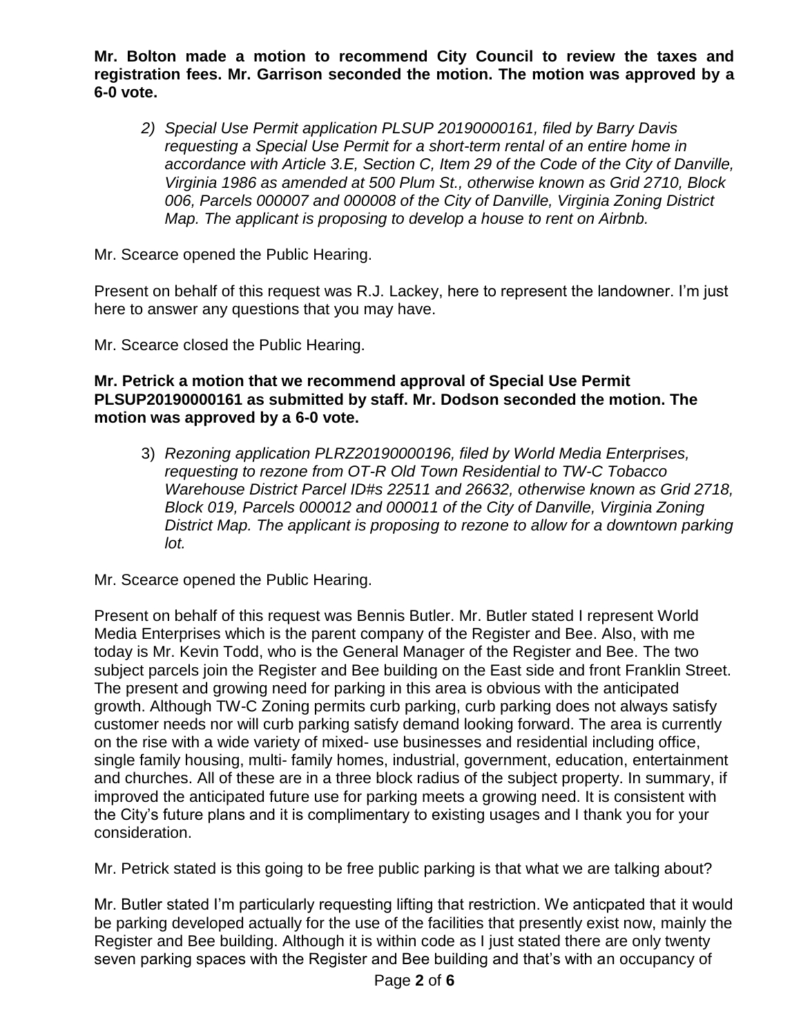**Mr. Bolton made a motion to recommend City Council to review the taxes and registration fees. Mr. Garrison seconded the motion. The motion was approved by a 6-0 vote.**

2) *Special Use Permit application PLSUP 20190000161, filed by Barry Davis requesting a Special Use Permit for a short-term rental of an entire home in accordance with Article 3.E, Section C, Item 29 of the Code of the City of Danville, Virginia 1986 as amended at 500 Plum St., otherwise known as Grid 2710, Block 006, Parcels 000007 and 000008 of the City of Danville, Virginia Zoning District Map. The applicant is proposing to develop a house to rent on Airbnb.*

Mr. Scearce opened the Public Hearing.

Present on behalf of this request was R.J. Lackey, here to represent the landowner. I'm just here to answer any questions that you may have.

Mr. Scearce closed the Public Hearing.

**Mr. Petrick a motion that we recommend approval of Special Use Permit PLSUP20190000161 as submitted by staff. Mr. Dodson seconded the motion. The motion was approved by a 6-0 vote.**

3) *Rezoning application PLRZ20190000196, filed by World Media Enterprises, requesting to rezone from OT-R Old Town Residential to TW-C Tobacco Warehouse District Parcel ID#s 22511 and 26632, otherwise known as Grid 2718, Block 019, Parcels 000012 and 000011 of the City of Danville, Virginia Zoning District Map. The applicant is proposing to rezone to allow for a downtown parking lot.*

Mr. Scearce opened the Public Hearing.

Present on behalf of this request was Bennis Butler. Mr. Butler stated I represent World Media Enterprises which is the parent company of the Register and Bee. Also, with me today is Mr. Kevin Todd, who is the General Manager of the Register and Bee. The two subject parcels join the Register and Bee building on the East side and front Franklin Street. The present and growing need for parking in this area is obvious with the anticipated growth. Although TW-C Zoning permits curb parking, curb parking does not always satisfy customer needs nor will curb parking satisfy demand looking forward. The area is currently on the rise with a wide variety of mixed- use businesses and residential including office, single family housing, multi- family homes, industrial, government, education, entertainment and churches. All of these are in a three block radius of the subject property. In summary, if improved the anticipated future use for parking meets a growing need. It is consistent with the City's future plans and it is complimentary to existing usages and I thank you for your consideration.

Mr. Petrick stated is this going to be free public parking is that what we are talking about?

Mr. Butler stated I'm particularly requesting lifting that restriction. We anticpated that it would be parking developed actually for the use of the facilities that presently exist now, mainly the Register and Bee building. Although it is within code as I just stated there are only twenty seven parking spaces with the Register and Bee building and that's with an occupancy of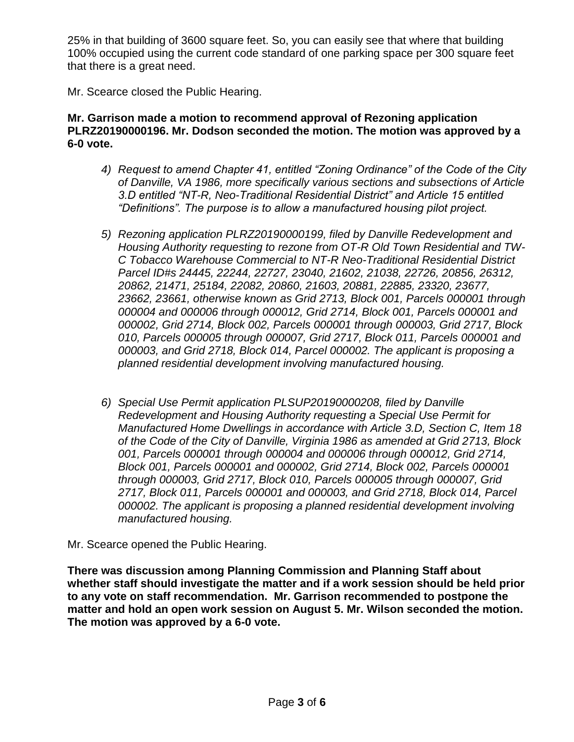25% in that building of 3600 square feet. So, you can easily see that where that building 100% occupied using the current code standard of one parking space per 300 square feet that there is a great need.

Mr. Scearce closed the Public Hearing.

**Mr. Garrison made a motion to recommend approval of Rezoning application PLRZ20190000196. Mr. Dodson seconded the motion. The motion was approved by a 6-0 vote.**

4) *Request to amend Chapter 41, entitled "Zoning Ordinance" of the Code of the City of Danville, VA 1986, more specifically various sections and subsections of Article 3.D entitled "NT-R, Neo-Traditional Residential District" and Article 15 entitled "Definitions". The purpose is to allow a manufactured housing pilot project.*

5) *Rezoning application PLRZ20190000199, filed by Danville Redevelopment and Housing Authority requesting to rezone from OT-R Old Town Residential and TW-C Tobacco Warehouse Commercial to NT-R Neo-Traditional Residential District Parcel ID#s 24445, 22244, 22727, 23040, 21602, 21038, 22726, 20856, 26312, 20862, 21471, 25184, 22082, 20860, 21603, 20881, 22885, 23320, 23677, 23662, 23661, otherwise known as Grid 2713, Block 001, Parcels 000001 through 000004 and 000006 through 000012, Grid 2714, Block 001, Parcels 000001 and 000002, Grid 2714, Block 002, Parcels 000001 through 000003, Grid 2717, Block 010, Parcels 000005 through 000007, Grid 2717, Block 011, Parcels 000001 and 000003, and Grid 2718, Block 014, Parcel 000002. The applicant is proposing a planned residential development involving manufactured housing.*

6) *Special Use Permit application PLSUP20190000208, filed by Danville Redevelopment and Housing Authority requesting a Special Use Permit for Manufactured Home Dwellings in accordance with Article 3.D, Section C, Item 18 of the Code of the City of Danville, Virginia 1986 as amended at Grid 2713, Block 001, Parcels 000001 through 000004 and 000006 through 000012, Grid 2714, Block 001, Parcels 000001 and 000002, Grid 2714, Block 002, Parcels 000001 through 000003, Grid 2717, Block 010, Parcels 000005 through 000007, Grid 2717, Block 011, Parcels 000001 and 000003, and Grid 2718, Block 014, Parcel 000002. The applicant is proposing a planned residential development involving manufactured housing.*

Mr. Scearce opened the Public Hearing.

**There was discussion among Planning Commission and Planning Staff about whether staff should investigate the matter and if a work session should be held prior to any vote on staff recommendation. Mr. Garrison recommended to postpone the matter and hold an open work session on August 5. Mr. Wilson seconded the motion. The motion was approved by a 6-0 vote.**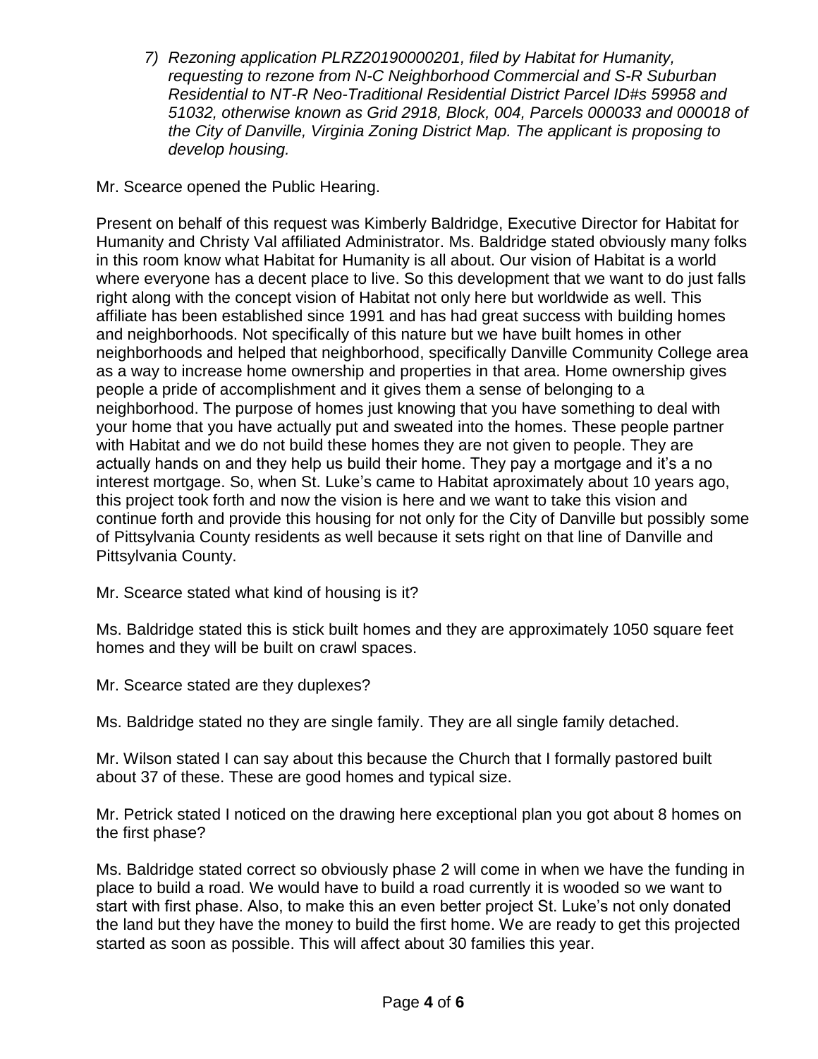*7) Rezoning application PLRZ20190000201, filed by Habitat for Humanity, requesting to rezone from N-C Neighborhood Commercial and S-R Suburban Residential to NT-R Neo-Traditional Residential District Parcel ID#s 59958 and 51032, otherwise known as Grid 2918, Block, 004, Parcels 000033 and 000018 of the City of Danville, Virginia Zoning District Map. The applicant is proposing to develop housing.*

Mr. Scearce opened the Public Hearing.

Present on behalf of this request was Kimberly Baldridge, Executive Director for Habitat for Humanity and Christy Val affiliated Administrator. Ms. Baldridge stated obviously many folks in this room know what Habitat for Humanity is all about. Our vision of Habitat is a world where everyone has a decent place to live. So this development that we want to do just falls right along with the concept vision of Habitat not only here but worldwide as well. This affiliate has been established since 1991 and has had great success with building homes and neighborhoods. Not specifically of this nature but we have built homes in other neighborhoods and helped that neighborhood, specifically Danville Community College area as a way to increase home ownership and properties in that area. Home ownership gives people a pride of accomplishment and it gives them a sense of belonging to a neighborhood. The purpose of homes just knowing that you have something to deal with your home that you have actually put and sweated into the homes. These people partner with Habitat and we do not build these homes they are not given to people. They are actually hands on and they help us build their home. They pay a mortgage and it's a no interest mortgage. So, when St. Luke's came to Habitat aproximately about 10 years ago, this project took forth and now the vision is here and we want to take this vision and continue forth and provide this housing for not only for the City of Danville but possibly some of Pittsylvania County residents as well because it sets right on that line of Danville and Pittsylvania County.

Mr. Scearce stated what kind of housing is it?

Ms. Baldridge stated this is stick built homes and they are approximately 1050 square feet homes and they will be built on crawl spaces.

Mr. Scearce stated are they duplexes?

Ms. Baldridge stated no they are single family. They are all single family detached.

Mr. Wilson stated I can say about this because the Church that I formally pastored built about 37 of these. These are good homes and typical size.

Mr. Petrick stated I noticed on the drawing here exceptional plan you got about 8 homes on the first phase?

Ms. Baldridge stated correct so obviously phase 2 will come in when we have the funding in place to build a road. We would have to build a road currently it is wooded so we want to start with first phase. Also, to make this an even better project St. Luke's not only donated the land but they have the money to build the first home. We are ready to get this projected started as soon as possible. This will affect about 30 families this year.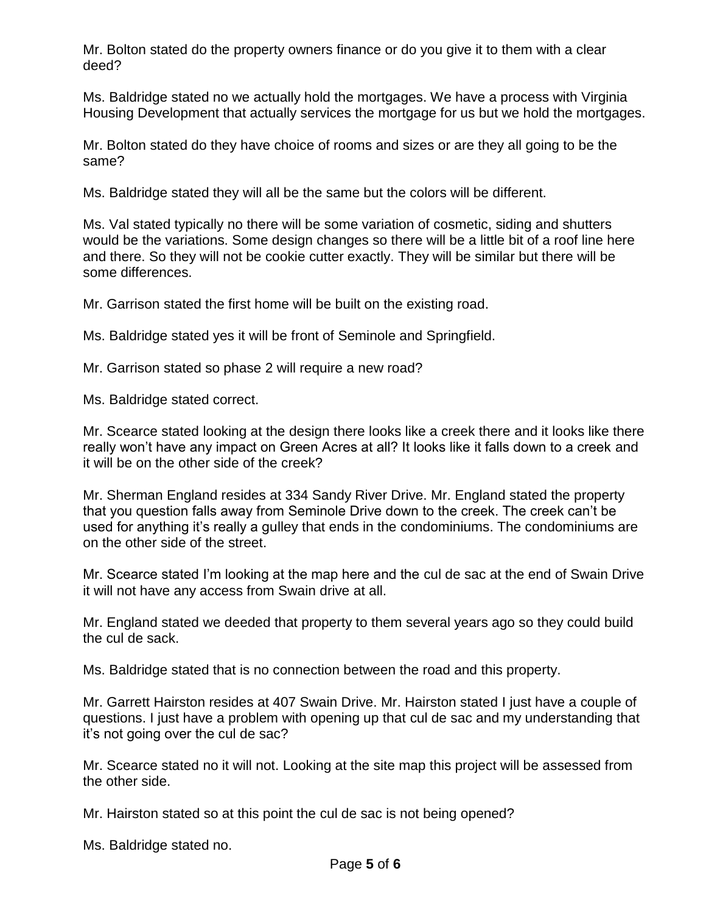Mr. Bolton stated do the property owners finance or do you give it to them with a clear deed?

Ms. Baldridge stated no we actually hold the mortgages. We have a process with Virginia Housing Development that actually services the mortgage for us but we hold the mortgages.

Mr. Bolton stated do they have choice of rooms and sizes or are they all going to be the same?

Ms. Baldridge stated they will all be the same but the colors will be different.

Ms. Val stated typically no there will be some variation of cosmetic, siding and shutters would be the variations. Some design changes so there will be a little bit of a roof line here and there. So they will not be cookie cutter exactly. They will be similar but there will be some differences.

Mr. Garrison stated the first home will be built on the existing road.

Ms. Baldridge stated yes it will be front of Seminole and Springfield.

Mr. Garrison stated so phase 2 will require a new road?

Ms. Baldridge stated correct.

Mr. Scearce stated looking at the design there looks like a creek there and it looks like there really won't have any impact on Green Acres at all? It looks like it falls down to a creek and it will be on the other side of the creek?

Mr. Sherman England resides at 334 Sandy River Drive. Mr. England stated the property that you question falls away from Seminole Drive down to the creek. The creek can't be used for anything it's really a gulley that ends in the condominiums. The condominiums are on the other side of the street.

Mr. Scearce stated I'm looking at the map here and the cul de sac at the end of Swain Drive it will not have any access from Swain drive at all.

Mr. England stated we deeded that property to them several years ago so they could build the cul de sack.

Ms. Baldridge stated that is no connection between the road and this property.

Mr. Garrett Hairston resides at 407 Swain Drive. Mr. Hairston stated I just have a couple of questions. I just have a problem with opening up that cul de sac and my understanding that it's not going over the cul de sac?

Mr. Scearce stated no it will not. Looking at the site map this project will be assessed from the other side.

Mr. Hairston stated so at this point the cul de sac is not being opened?

Ms. Baldridge stated no.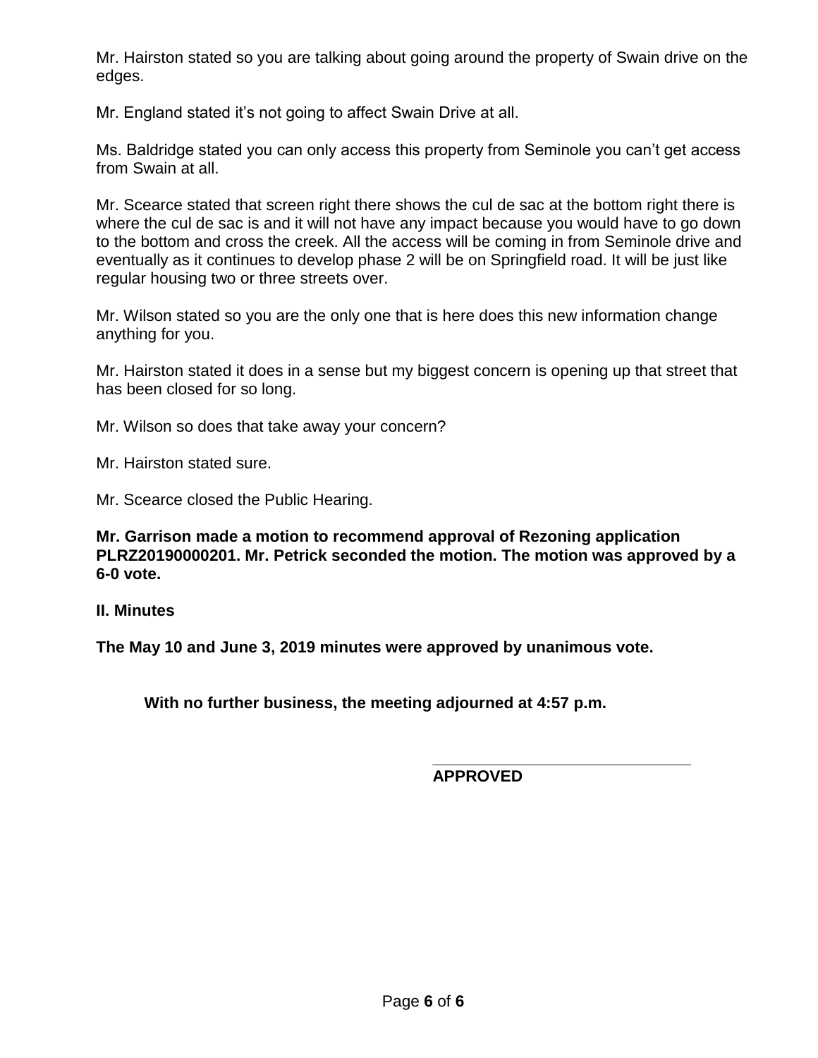Mr. Hairston stated so you are talking about going around the property of Swain drive on the edges.

Mr. England stated it's not going to affect Swain Drive at all.

Ms. Baldridge stated you can only access this property from Seminole you can't get access from Swain at all.

Mr. Scearce stated that screen right there shows the cul de sac at the bottom right there is where the cul de sac is and it will not have any impact because you would have to go down to the bottom and cross the creek. All the access will be coming in from Seminole drive and eventually as it continues to develop phase 2 will be on Springfield road. It will be just like regular housing two or three streets over.

Mr. Wilson stated so you are the only one that is here does this new information change anything for you.

Mr. Hairston stated it does in a sense but my biggest concern is opening up that street that has been closed for so long.

Mr. Wilson so does that take away your concern?

Mr. Hairston stated sure.

Mr. Scearce closed the Public Hearing.

**Mr. Garrison made a motion to recommend approval of Rezoning application PLRZ20190000201. Mr. Petrick seconded the motion. The motion was approved by a 6-0 vote.**

**II. Minutes**

**The May 10 and June 3, 2019 minutes were approved by unanimous vote.**

**With no further business, the meeting adjourned at 4:57 p.m.**

\_\_\_\_\_\_\_\_\_\_\_\_\_\_\_\_\_\_\_\_\_\_\_\_\_\_\_\_\_\_\_\_

**APPROVED**